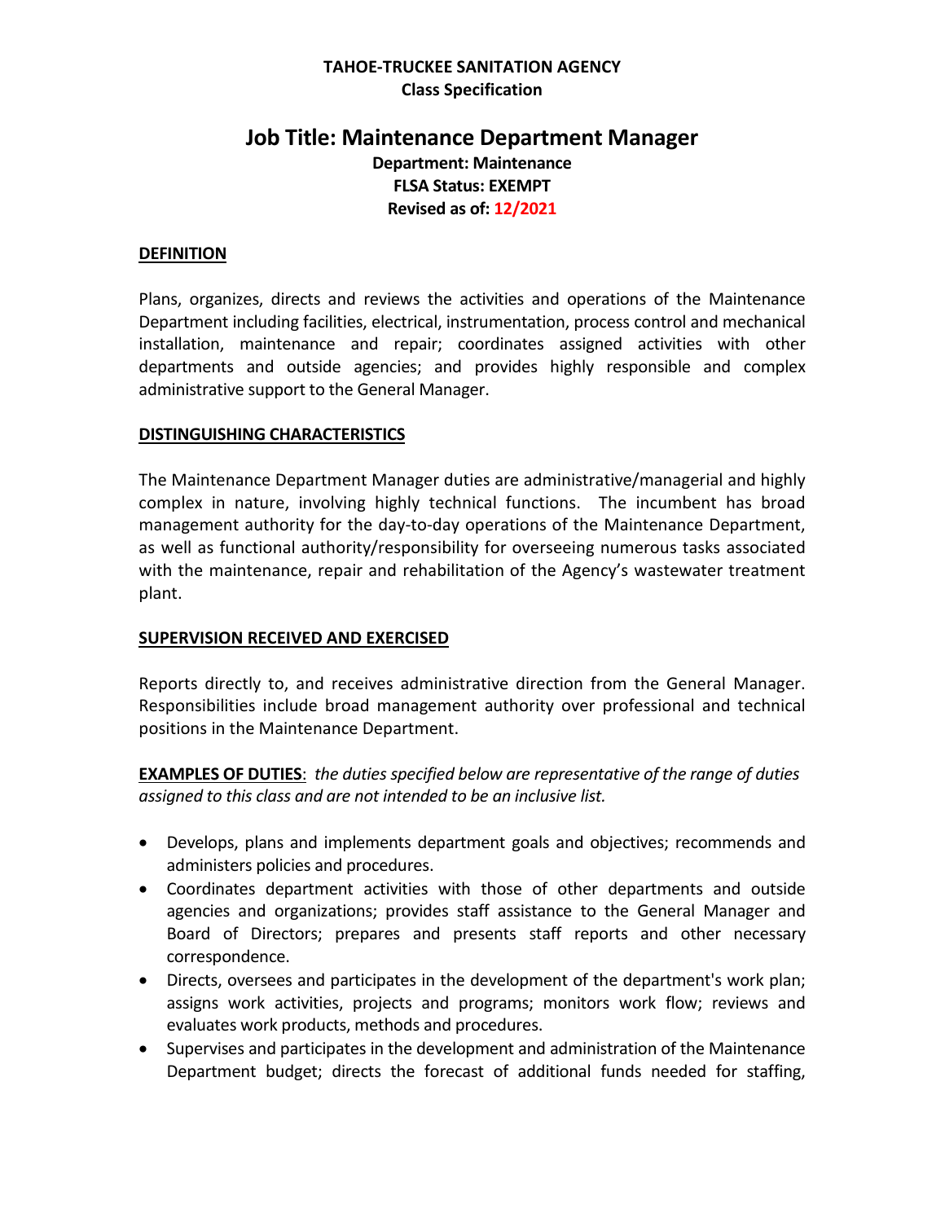**TAHOE-TRUCKEE SANITATION AGENCY**
**Class Specification**

# Job Title: Maintenance Department Manager

**Department: Maintenance**
**FLSA Status: EXEMPT**
**Revised as of: 12/2021**

## DEFINITION

Plans, organizes, directs and reviews the activities and operations of the Maintenance Department including facilities, electrical, instrumentation, process control and mechanical installation, maintenance and repair; coordinates assigned activities with other departments and outside agencies; and provides highly responsible and complex administrative support to the General Manager.

## DISTINGUISHING CHARACTERISTICS

The Maintenance Department Manager duties are administrative/managerial and highly complex in nature, involving highly technical functions. The incumbent has broad management authority for the day-to-day operations of the Maintenance Department, as well as functional authority/responsibility for overseeing numerous tasks associated with the maintenance, repair and rehabilitation of the Agency's wastewater treatment plant.

## SUPERVISION RECEIVED AND EXERCISED

Reports directly to, and receives administrative direction from the General Manager. Responsibilities include broad management authority over professional and technical positions in the Maintenance Department.

**EXAMPLES OF DUTIES**: *the duties specified below are representative of the range of duties assigned to this class and are not intended to be an inclusive list.*

- Develops, plans and implements department goals and objectives; recommends and administers policies and procedures.
- Coordinates department activities with those of other departments and outside agencies and organizations; provides staff assistance to the General Manager and Board of Directors; prepares and presents staff reports and other necessary correspondence.
- Directs, oversees and participates in the development of the department's work plan; assigns work activities, projects and programs; monitors work flow; reviews and evaluates work products, methods and procedures.
- Supervises and participates in the development and administration of the Maintenance Department budget; directs the forecast of additional funds needed for staffing,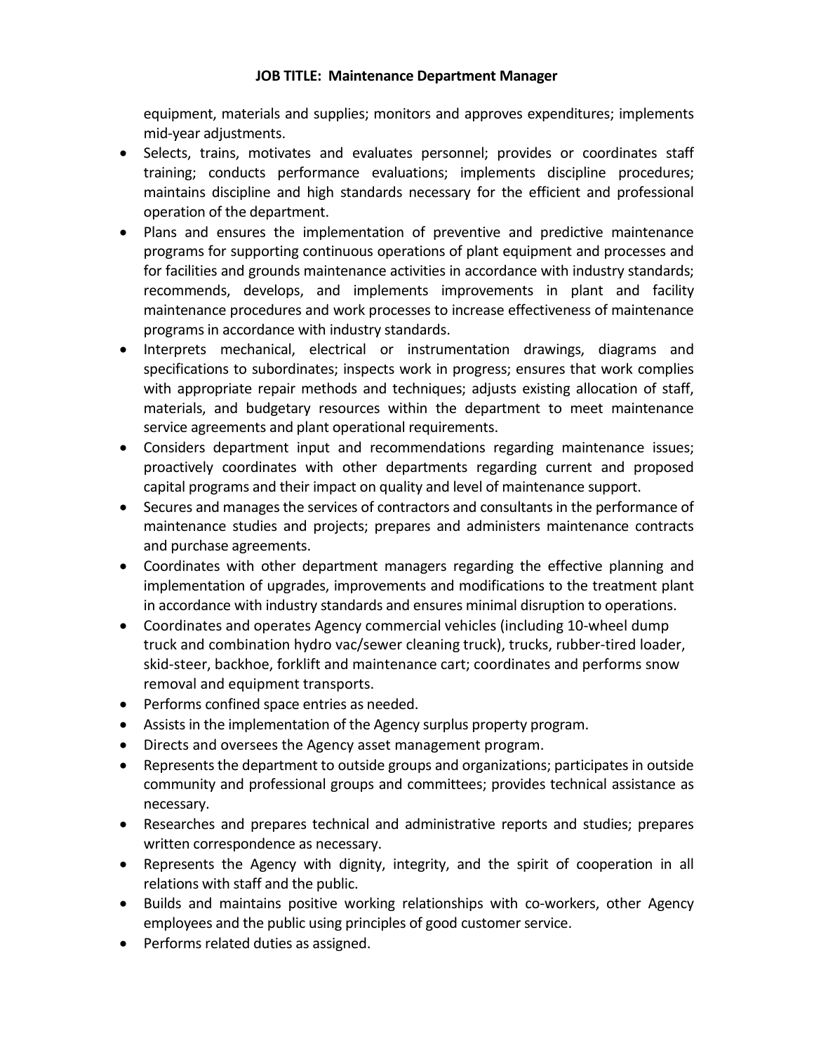equipment, materials and supplies; monitors and approves expenditures; implements mid-year adjustments.

- Selects, trains, motivates and evaluates personnel; provides or coordinates staff training; conducts performance evaluations; implements discipline procedures; maintains discipline and high standards necessary for the efficient and professional operation of the department.
- Plans and ensures the implementation of preventive and predictive maintenance programs for supporting continuous operations of plant equipment and processes and for facilities and grounds maintenance activities in accordance with industry standards; recommends, develops, and implements improvements in plant and facility maintenance procedures and work processes to increase effectiveness of maintenance programs in accordance with industry standards.
- Interprets mechanical, electrical or instrumentation drawings, diagrams and specifications to subordinates; inspects work in progress; ensures that work complies with appropriate repair methods and techniques; adjusts existing allocation of staff, materials, and budgetary resources within the department to meet maintenance service agreements and plant operational requirements.
- Considers department input and recommendations regarding maintenance issues; proactively coordinates with other departments regarding current and proposed capital programs and their impact on quality and level of maintenance support.
- Secures and manages the services of contractors and consultants in the performance of maintenance studies and projects; prepares and administers maintenance contracts and purchase agreements.
- Coordinates with other department managers regarding the effective planning and implementation of upgrades, improvements and modifications to the treatment plant in accordance with industry standards and ensures minimal disruption to operations.
- Coordinates and operates Agency commercial vehicles (including 10-wheel dump truck and combination hydro vac/sewer cleaning truck), trucks, rubber-tired loader, skid-steer, backhoe, forklift and maintenance cart; coordinates and performs snow removal and equipment transports.
- Performs confined space entries as needed.
- Assists in the implementation of the Agency surplus property program.
- Directs and oversees the Agency asset management program.
- Represents the department to outside groups and organizations; participates in outside community and professional groups and committees; provides technical assistance as necessary.
- Researches and prepares technical and administrative reports and studies; prepares written correspondence as necessary.
- Represents the Agency with dignity, integrity, and the spirit of cooperation in all relations with staff and the public.
- Builds and maintains positive working relationships with co-workers, other Agency employees and the public using principles of good customer service.
- Performs related duties as assigned.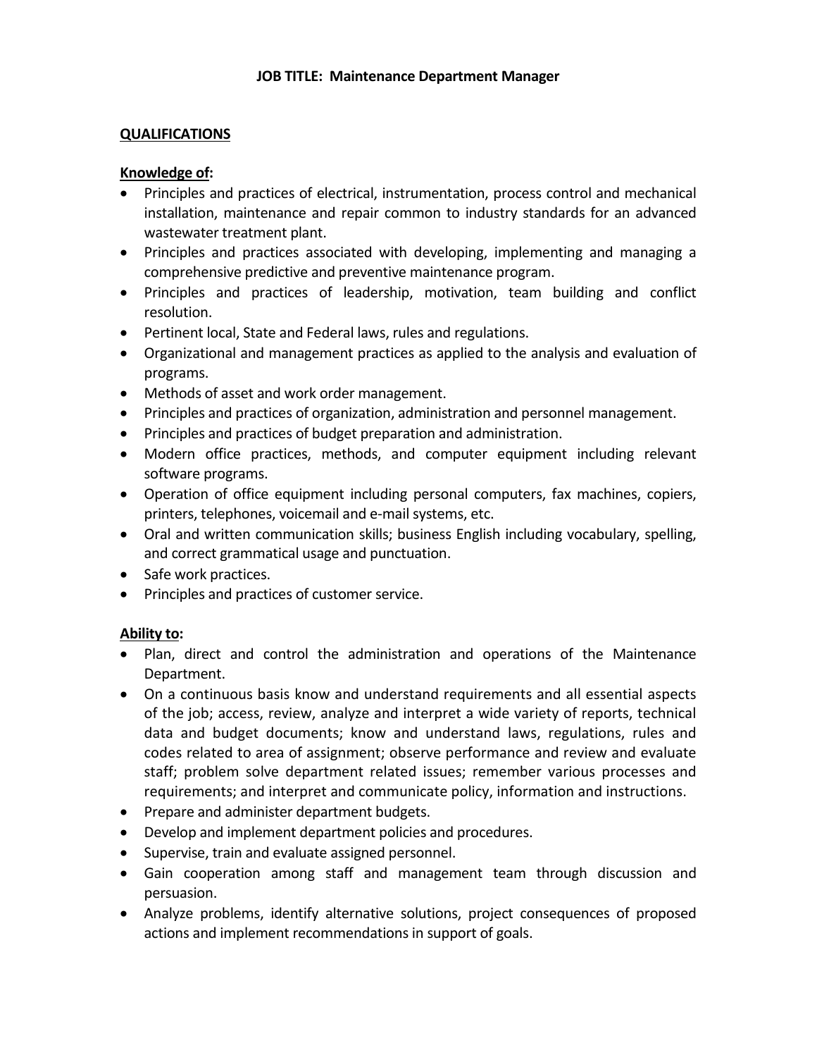**JOB TITLE: Maintenance Department Manager**

## QUALIFICATIONS

### Knowledge of:

- Principles and practices of electrical, instrumentation, process control and mechanical installation, maintenance and repair common to industry standards for an advanced wastewater treatment plant.
- Principles and practices associated with developing, implementing and managing a comprehensive predictive and preventive maintenance program.
- Principles and practices of leadership, motivation, team building and conflict resolution.
- Pertinent local, State and Federal laws, rules and regulations.
- Organizational and management practices as applied to the analysis and evaluation of programs.
- Methods of asset and work order management.
- Principles and practices of organization, administration and personnel management.
- Principles and practices of budget preparation and administration.
- Modern office practices, methods, and computer equipment including relevant software programs.
- Operation of office equipment including personal computers, fax machines, copiers, printers, telephones, voicemail and e-mail systems, etc.
- Oral and written communication skills; business English including vocabulary, spelling, and correct grammatical usage and punctuation.
- Safe work practices.
- Principles and practices of customer service.

### Ability to:

- Plan, direct and control the administration and operations of the Maintenance Department.
- On a continuous basis know and understand requirements and all essential aspects of the job; access, review, analyze and interpret a wide variety of reports, technical data and budget documents; know and understand laws, regulations, rules and codes related to area of assignment; observe performance and review and evaluate staff; problem solve department related issues; remember various processes and requirements; and interpret and communicate policy, information and instructions.
- Prepare and administer department budgets.
- Develop and implement department policies and procedures.
- Supervise, train and evaluate assigned personnel.
- Gain cooperation among staff and management team through discussion and persuasion.
- Analyze problems, identify alternative solutions, project consequences of proposed actions and implement recommendations in support of goals.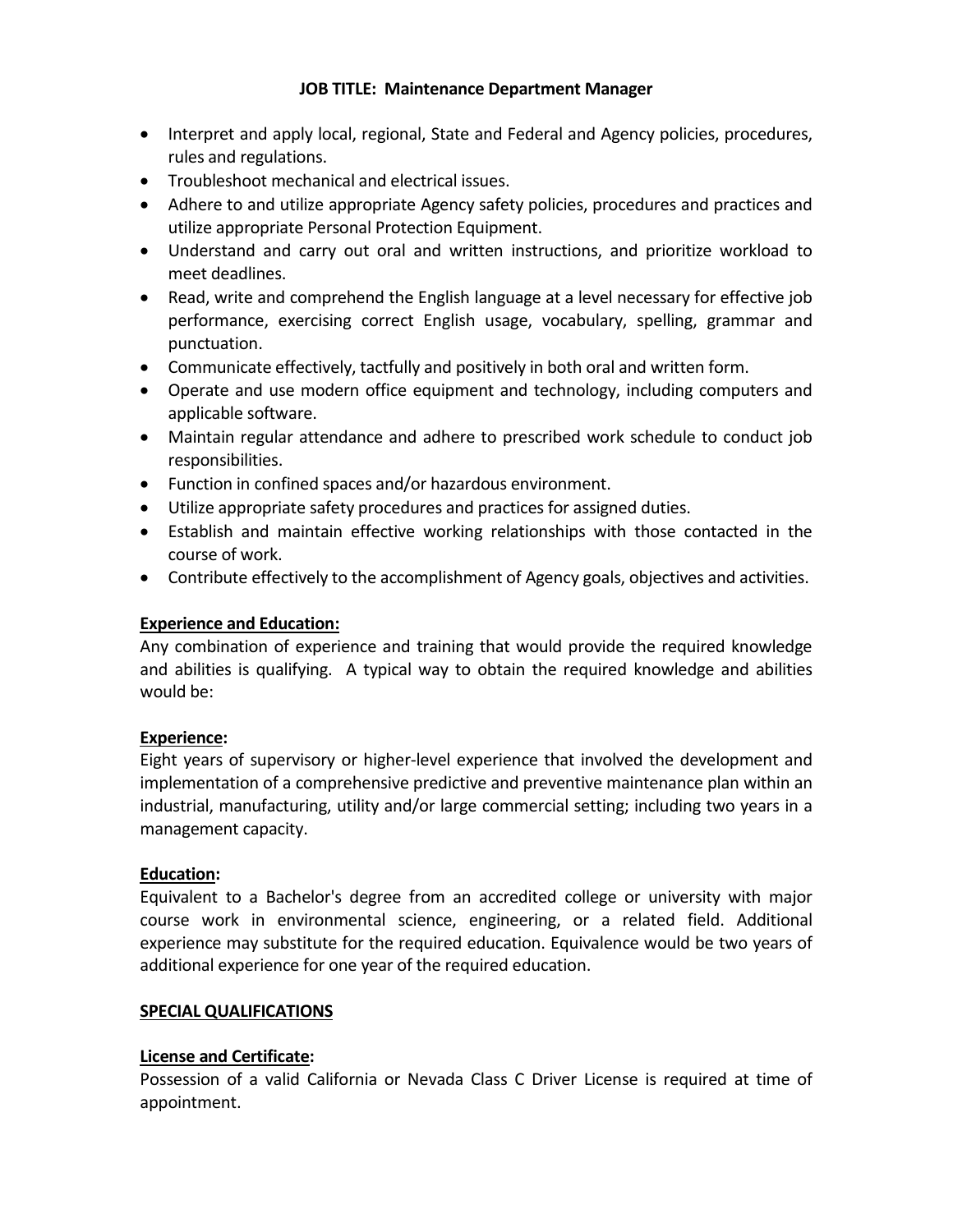**JOB TITLE: Maintenance Department Manager**

- Interpret and apply local, regional, State and Federal and Agency policies, procedures, rules and regulations.
- Troubleshoot mechanical and electrical issues.
- Adhere to and utilize appropriate Agency safety policies, procedures and practices and utilize appropriate Personal Protection Equipment.
- Understand and carry out oral and written instructions, and prioritize workload to meet deadlines.
- Read, write and comprehend the English language at a level necessary for effective job performance, exercising correct English usage, vocabulary, spelling, grammar and punctuation.
- Communicate effectively, tactfully and positively in both oral and written form.
- Operate and use modern office equipment and technology, including computers and applicable software.
- Maintain regular attendance and adhere to prescribed work schedule to conduct job responsibilities.
- Function in confined spaces and/or hazardous environment.
- Utilize appropriate safety procedures and practices for assigned duties.
- Establish and maintain effective working relationships with those contacted in the course of work.
- Contribute effectively to the accomplishment of Agency goals, objectives and activities.

**Experience and Education:**

Any combination of experience and training that would provide the required knowledge and abilities is qualifying. A typical way to obtain the required knowledge and abilities would be:

**Experience:**

Eight years of supervisory or higher-level experience that involved the development and implementation of a comprehensive predictive and preventive maintenance plan within an industrial, manufacturing, utility and/or large commercial setting; including two years in a management capacity.

**Education:**

Equivalent to a Bachelor's degree from an accredited college or university with major course work in environmental science, engineering, or a related field. Additional experience may substitute for the required education. Equivalence would be two years of additional experience for one year of the required education.

**SPECIAL QUALIFICATIONS**

**License and Certificate:**

Possession of a valid California or Nevada Class C Driver License is required at time of appointment.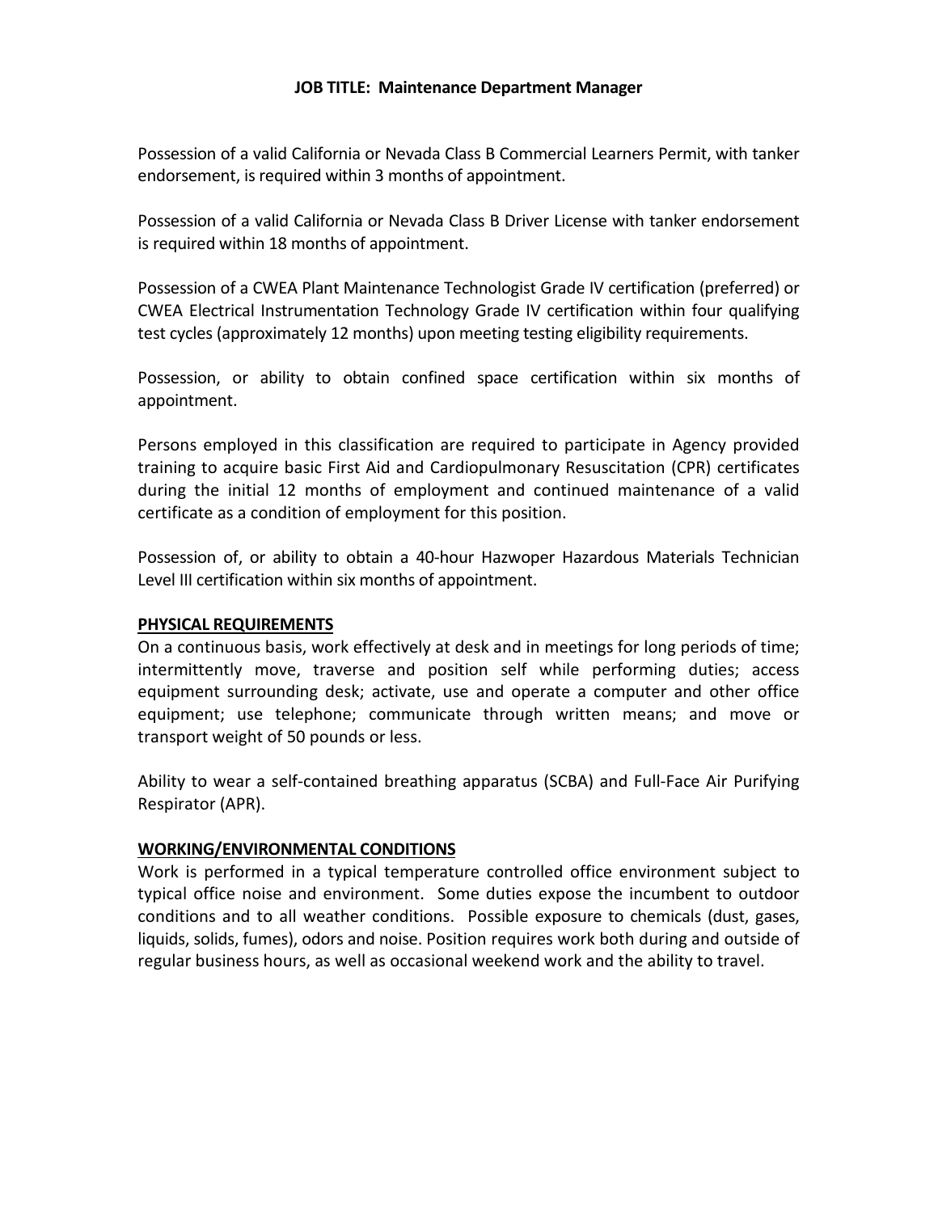**JOB TITLE: Maintenance Department Manager**

Possession of a valid California or Nevada Class B Commercial Learners Permit, with tanker endorsement, is required within 3 months of appointment.

Possession of a valid California or Nevada Class B Driver License with tanker endorsement is required within 18 months of appointment.

Possession of a CWEA Plant Maintenance Technologist Grade IV certification (preferred) or CWEA Electrical Instrumentation Technology Grade IV certification within four qualifying test cycles (approximately 12 months) upon meeting testing eligibility requirements.

Possession, or ability to obtain confined space certification within six months of appointment.

Persons employed in this classification are required to participate in Agency provided training to acquire basic First Aid and Cardiopulmonary Resuscitation (CPR) certificates during the initial 12 months of employment and continued maintenance of a valid certificate as a condition of employment for this position.

Possession of, or ability to obtain a 40-hour Hazwoper Hazardous Materials Technician Level III certification within six months of appointment.

## PHYSICAL REQUIREMENTS

On a continuous basis, work effectively at desk and in meetings for long periods of time; intermittently move, traverse and position self while performing duties; access equipment surrounding desk; activate, use and operate a computer and other office equipment; use telephone; communicate through written means; and move or transport weight of 50 pounds or less.

Ability to wear a self-contained breathing apparatus (SCBA) and Full-Face Air Purifying Respirator (APR).

## WORKING/ENVIRONMENTAL CONDITIONS

Work is performed in a typical temperature controlled office environment subject to typical office noise and environment. Some duties expose the incumbent to outdoor conditions and to all weather conditions. Possible exposure to chemicals (dust, gases, liquids, solids, fumes), odors and noise. Position requires work both during and outside of regular business hours, as well as occasional weekend work and the ability to travel.